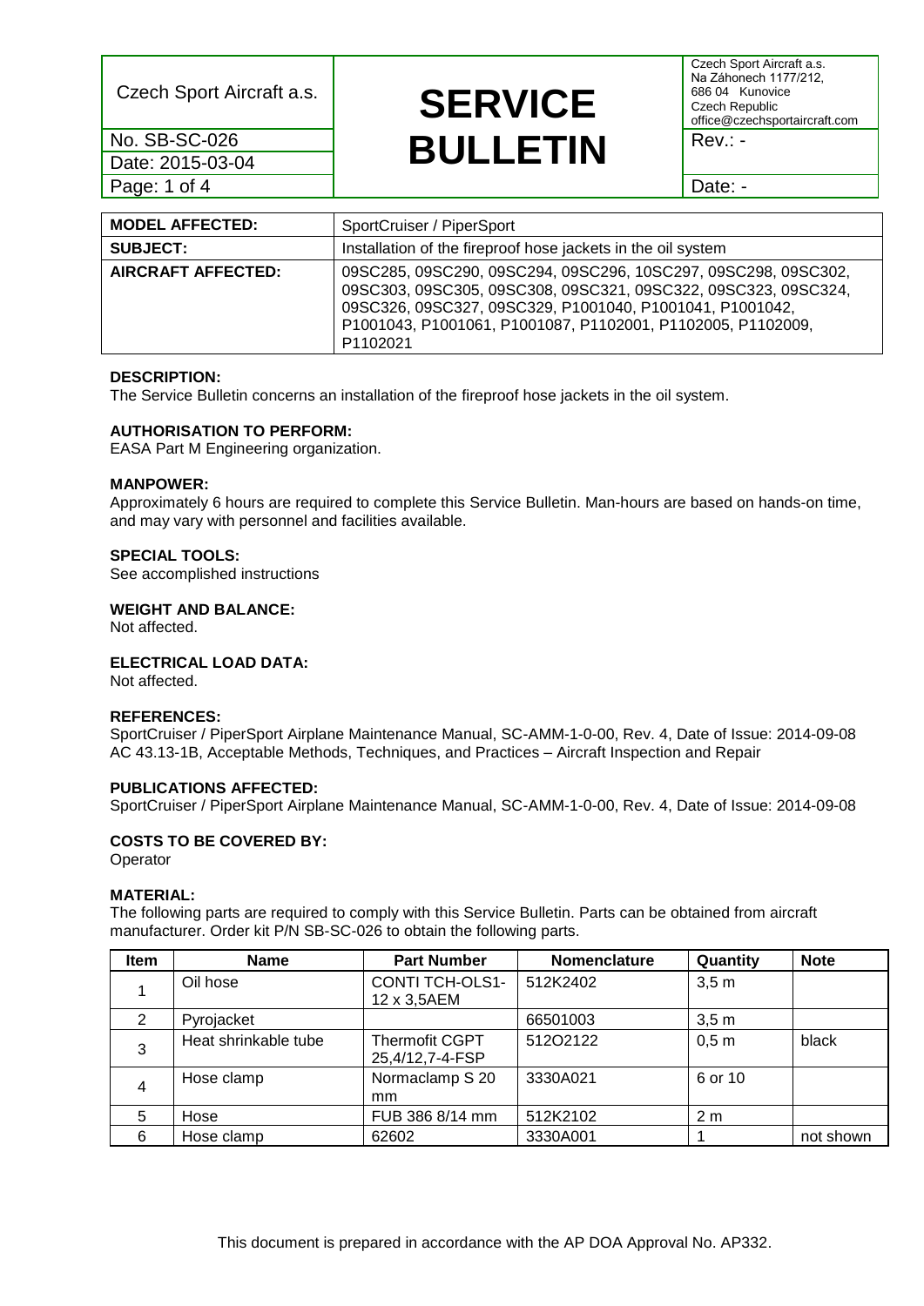| Czech Sport Aircraft a.s. | SERVICE BULLETIN | Czech Sport Aircraft a.s. Na Záhonech 1177/212, 686 04 Kunovice Czech Republic office@czechsportaircraft.com |
| --- | --- | --- |
| No. SB-SC-026 | | Rev.: - |
| Date: 2015-03-04 | | |
| Page: 1 of 4 | | Date: - |

| | |
| --- | --- |
| **MODEL AFFECTED:** | SportCruiser / PiperSport |
| **SUBJECT:** | Installation of the fireproof hose jackets in the oil system |
| **AIRCRAFT AFFECTED:** | 09SC285, 09SC290, 09SC294, 09SC296, 10SC297, 09SC298, 09SC302, 09SC303, 09SC305, 09SC308, 09SC321, 09SC322, 09SC323, 09SC324, 09SC326, 09SC327, 09SC329, P1001040, P1001041, P1001042, P1001043, P1001061, P1001087, P1102001, P1102005, P1102009, P1102021 |

**DESCRIPTION:**
The Service Bulletin concerns an installation of the fireproof hose jackets in the oil system.

**AUTHORISATION TO PERFORM:**
EASA Part M Engineering organization.

**MANPOWER:**
Approximately 6 hours are required to complete this Service Bulletin. Man-hours are based on hands-on time, and may vary with personnel and facilities available.

**SPECIAL TOOLS:**
See accomplished instructions

**WEIGHT AND BALANCE:**
Not affected.

**ELECTRICAL LOAD DATA:**
Not affected.

**REFERENCES:**
SportCruiser / PiperSport Airplane Maintenance Manual, SC-AMM-1-0-00, Rev. 4, Date of Issue: 2014-09-08
AC 43.13-1B, Acceptable Methods, Techniques, and Practices – Aircraft Inspection and Repair

**PUBLICATIONS AFFECTED:**
SportCruiser / PiperSport Airplane Maintenance Manual, SC-AMM-1-0-00, Rev. 4, Date of Issue: 2014-09-08

**COSTS TO BE COVERED BY:**
Operator

**MATERIAL:**
The following parts are required to comply with this Service Bulletin. Parts can be obtained from aircraft manufacturer. Order kit P/N SB-SC-026 to obtain the following parts.

| Item | Name | Part Number | Nomenclature | Quantity | Note |
| --- | --- | --- | --- | --- | --- |
| 1 | Oil hose | CONTI TCH-OLS1-12 x 3,5AEM | 512K2402 | 3,5 m | |
| 2 | Pyrojacket | | 66501003 | 3,5 m | |
| 3 | Heat shrinkable tube | Thermofit CGPT 25,4/12,7-4-FSP | 512O2122 | 0,5 m | black |
| 4 | Hose clamp | Normaclamp S 20 mm | 3330A021 | 6 or 10 | |
| 5 | Hose | FUB 386 8/14 mm | 512K2102 | 2 m | |
| 6 | Hose clamp | 62602 | 3330A001 | 1 | not shown |

This document is prepared in accordance with the AP DOA Approval No. AP332.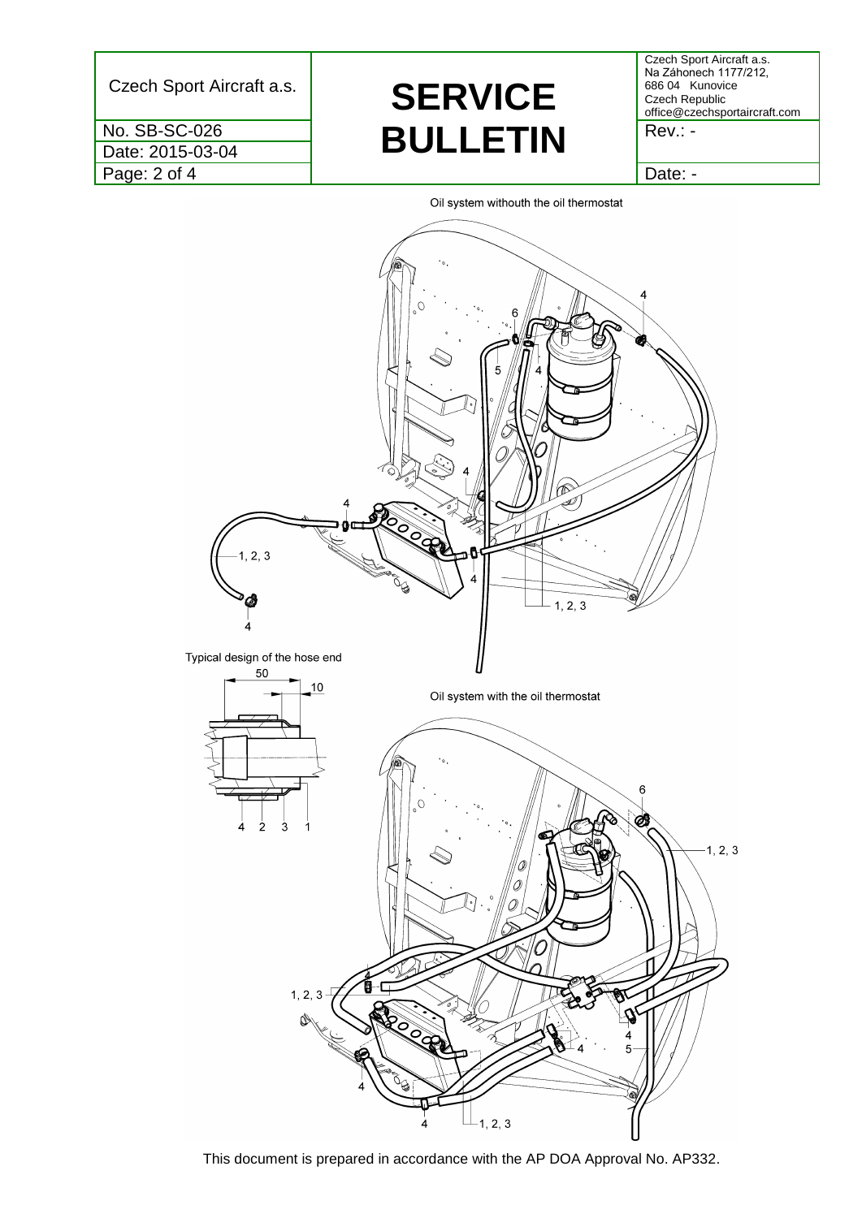Oil system withouth the oil thermostat

6

4

5

4

4

4

1, 2, 3

4

4

1, 2, 3

Typical design of the hose end

50

10

4 2 3 1

Oil system with the oil thermostat

6

1, 2, 3

1, 2, 3

4

4

5

4

4

4

1, 2, 3

This document is prepared in accordance with the AP DOA Approval No. AP332.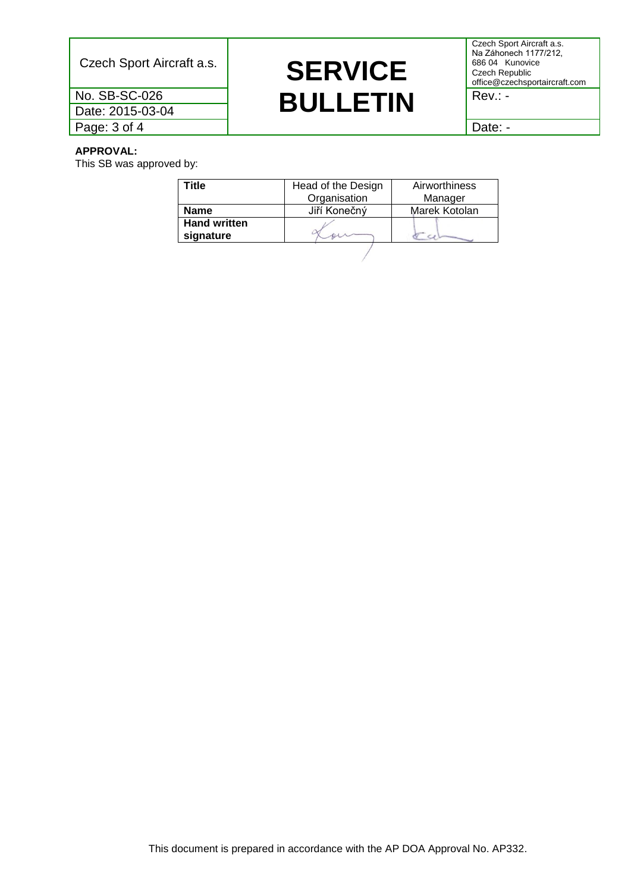**APPROVAL:**

This SB was approved by:

| **Title** | Head of the Design Organisation | Airworthiness Manager |
|---|---|---|
| **Name** | Jiří Konečný | Marek Kotolan |
| **Hand written signature** | | |

This document is prepared in accordance with the AP DOA Approval No. AP332.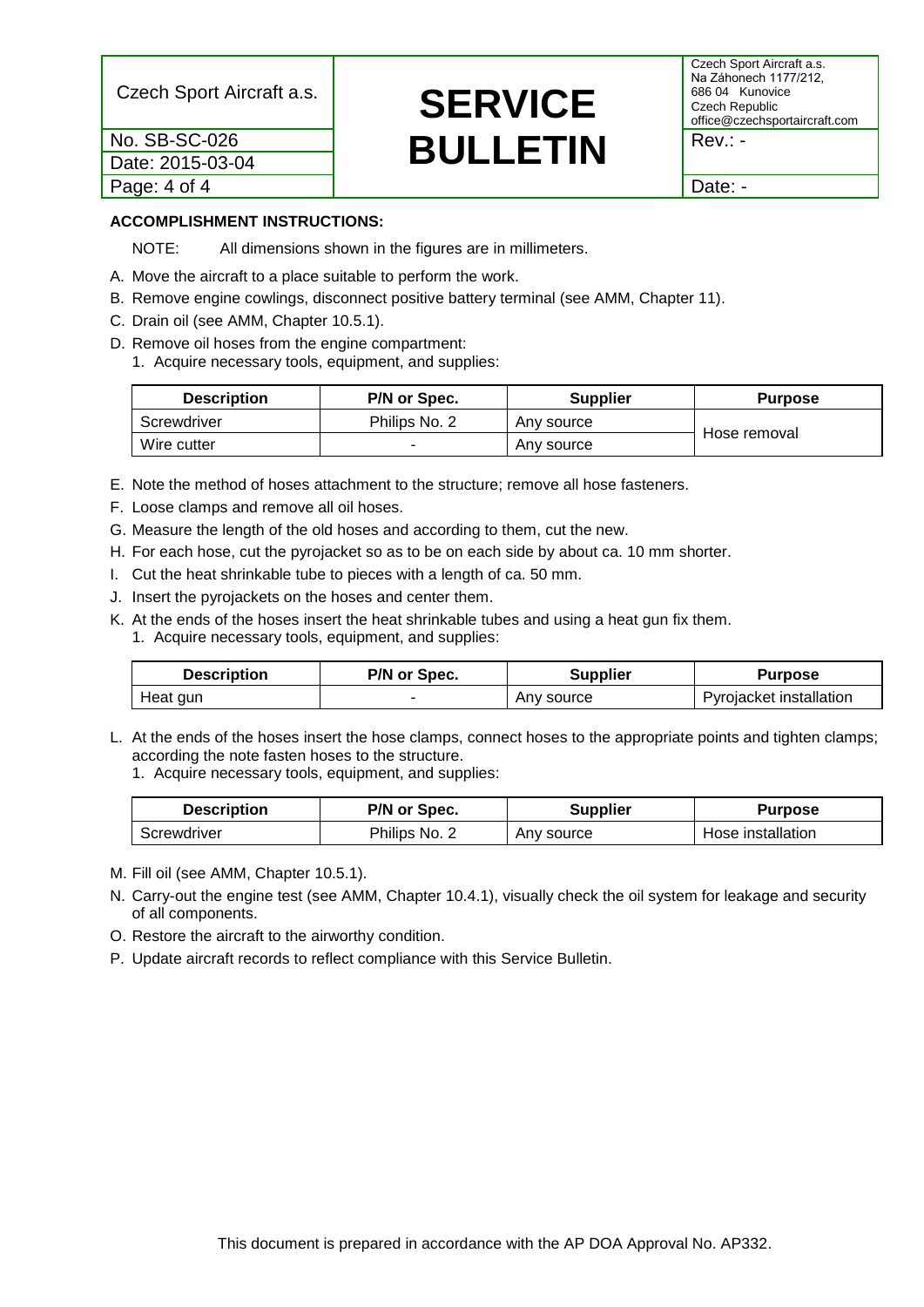**ACCOMPLISHMENT INSTRUCTIONS:**

NOTE: All dimensions shown in the figures are in millimeters.

A. Move the aircraft to a place suitable to perform the work.

B. Remove engine cowlings, disconnect positive battery terminal (see AMM, Chapter 11).

C. Drain oil (see AMM, Chapter 10.5.1).

D. Remove oil hoses from the engine compartment:
   1. Acquire necessary tools, equipment, and supplies:

| Description | P/N or Spec. | Supplier | Purpose |
|---|---|---|---|
| Screwdriver | Philips No. 2 | Any source | Hose removal |
| Wire cutter | - | Any source | |

E. Note the method of hoses attachment to the structure; remove all hose fasteners.

F. Loose clamps and remove all oil hoses.

G. Measure the length of the old hoses and according to them, cut the new.

H. For each hose, cut the pyrojacket so as to be on each side by about ca. 10 mm shorter.

I. Cut the heat shrinkable tube to pieces with a length of ca. 50 mm.

J. Insert the pyrojackets on the hoses and center them.

K. At the ends of the hoses insert the heat shrinkable tubes and using a heat gun fix them.
   1. Acquire necessary tools, equipment, and supplies:

| Description | P/N or Spec. | Supplier | Purpose |
|---|---|---|---|
| Heat gun | - | Any source | Pyrojacket installation |

L. At the ends of the hoses insert the hose clamps, connect hoses to the appropriate points and tighten clamps; according the note fasten hoses to the structure.
   1. Acquire necessary tools, equipment, and supplies:

| Description | P/N or Spec. | Supplier | Purpose |
|---|---|---|---|
| Screwdriver | Philips No. 2 | Any source | Hose installation |

M. Fill oil (see AMM, Chapter 10.5.1).

N. Carry-out the engine test (see AMM, Chapter 10.4.1), visually check the oil system for leakage and security of all components.

O. Restore the aircraft to the airworthy condition.

P. Update aircraft records to reflect compliance with this Service Bulletin.